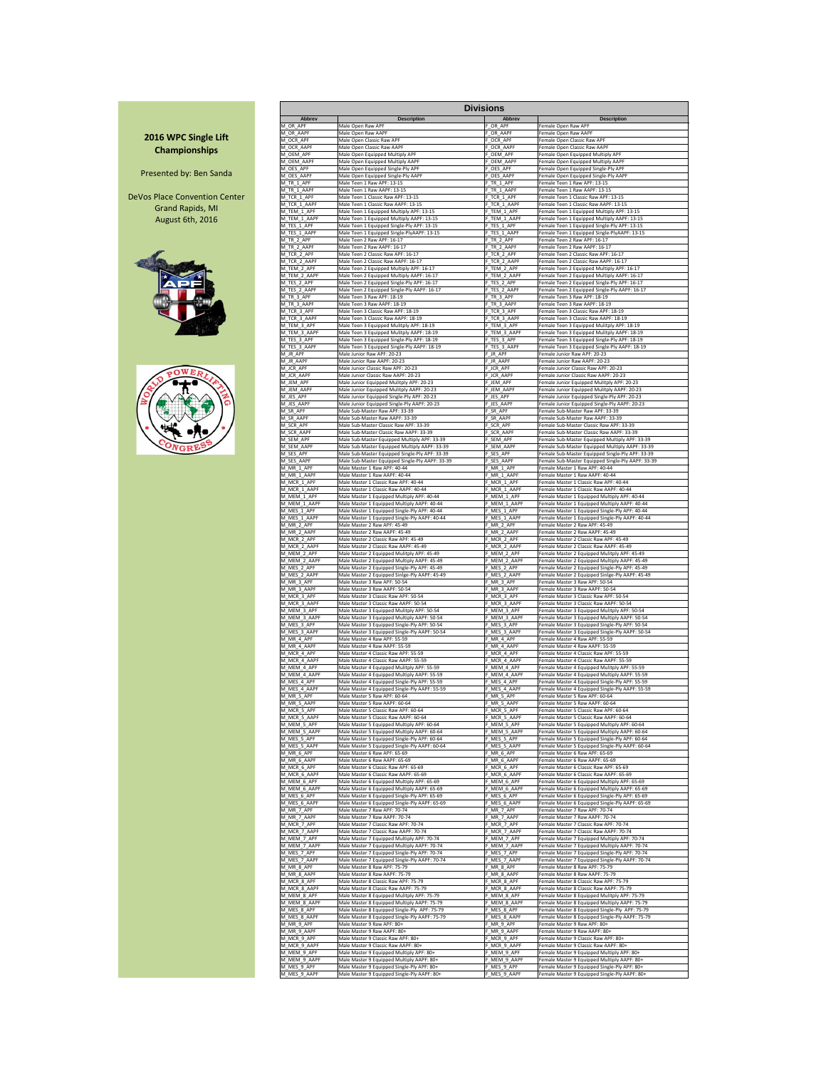## 2016 WPC Single Lift Championships

Presented by: Ben Sanda

DeVos Place Convention Center
Grand Rapids, MI
August 6th, 2016

## Divisions

| Abbrev | Description | Abbrev | Description |
|---|---|---|---|
| M_OR_APF | Male Open Raw APF | F_OR_APF | Female Open Raw APF |
| M_OR_AAPF | Male Open Raw AAPF | F_OR_AAPF | Female Open Raw AAPF |
| M_OCR_APF | Male Open Classic Raw APF | F_OCR_APF | Female Open Classic Raw APF |
| M_OCR_AAPF | Male Open Classic Raw AAPF | F_OCR_AAPF | Female Open Classic Raw AAPF |
| M_OEM_APF | Male Open Equipped Multiply APF | F_OEM_APF | Female Open Equipped Multiply APF |
| M_OEM_AAPF | Male Open Equipped Multiply AAPF | F_OEM_AAPF | Female Open Equipped Multiply AAPF |
| M_OES_APF | Male Open Equipped Single-Ply APF | F_OES_APF | Female Open Equipped Single-Ply APF |
| M_OES_AAPF | Male Open Equipped Single-Ply AAPF | F_OES_AAPF | Female Open Equipped Single-Ply AAPF |
| M_TR_1_APF | Male Teen 1 Raw APF: 13-15 | F_TR_1_APF | Female Teen 1 Raw APF: 13-15 |
| M_TR_1_AAPF | Male Teen 1 Raw AAPF: 13-15 | F_TR_1_AAPF | Female Teen 1 Raw AAPF: 13-15 |
| M_TCR_1_APF | Male Teen 1 Classic Raw APF: 13-15 | F_TCR_1_APF | Female Teen 1 Classic Raw APF: 13-15 |
| M_TCR_1_AAPF | Male Teen 1 Classic Raw AAPF: 13-15 | F_TCR_1_AAPF | Female Teen 1 Classic Raw AAPF: 13-15 |
| M_TEM_1_APF | Male Teen 1 Equipped Multiply APF: 13-15 | F_TEM_1_APF | Female Teen 1 Equipped Multiply APF: 13-15 |
| M_TEM_1_AAPF | Male Teen 1 Equipped Multiply AAPF: 13-15 | F_TEM_1_AAPF | Female Teen 1 Equipped Multiply AAPF: 13-15 |
| M_TES_1_APF | Male Teen 1 Equipped Single-Ply APF: 13-15 | F_TES_1_APF | Female Teen 1 Equipped Single-Ply APF: 13-15 |
| M_TES_1_AAPF | Male Teen 1 Equipped Single-PlyAAPF: 13-15 | F_TES_1_AAPF | Female Teen 1 Equipped Single-PlyAAPF: 13-15 |
| M_TR_2_APF | Male Teen 2 Raw APF: 16-17 | F_TR_2_APF | Female Teen 2 Raw APF: 16-17 |
| M_TR_2_AAPF | Male Teen 2 Raw AAPF: 16-17 | F_TR_2_AAPF | Female Teen 2 Raw AAPF: 16-17 |
| M_TCR_2_APF | Male Teen 2 Classic Raw APF: 16-17 | F_TCR_2_APF | Female Teen 2 Classic Raw APF: 16-17 |
| M_TCR_2_AAPF | Male Teen 2 Classic Raw AAPF: 16-17 | F_TCR_2_AAPF | Female Teen 2 Classic Raw AAPF: 16-17 |
| M_TEM_2_APF | Male Teen 2 Equipped Multiply APF: 16-17 | F_TEM_2_APF | Female Teen 2 Equipped Multiply APF: 16-17 |
| M_TEM_2_AAPF | Male Teen 2 Equipped Multiply AAPF: 16-17 | F_TEM_2_AAPF | Female Teen 2 Equipped Multiply AAPF: 16-17 |
| M_TES_2_APF | Male Teen 2 Equipped Single-Ply APF: 16-17 | F_TES_2_APF | Female Teen 2 Equipped Single-Ply APF: 16-17 |
| M_TES_2_AAPF | Male Teen 2 Equipped Single-Ply AAPF: 16-17 | F_TES_2_AAPF | Female Teen 2 Equipped Single-Ply AAPF: 16-17 |
| M_TR_3_APF | Male Teen 3 Raw APF: 18-19 | F_TR_3_APF | Female Teen 3 Raw APF: 18-19 |
| M_TR_3_AAPF | Male Teen 3 Raw AAPF: 18-19 | F_TR_3_AAPF | Female Teen 3 Raw AAPF: 18-19 |
| M_TCR_3_APF | Male Teen 3 Classic Raw APF: 18-19 | F_TCR_3_APF | Female Teen 3 Classic Raw APF: 18-19 |
| M_TCR_3_AAPF | Male Teen 3 Classic Raw AAPF: 18-19 | F_TCR_3_AAPF | Female Teen 3 Classic Raw AAPF: 18-19 |
| M_TEM_3_APF | Male Teen 3 Equipped Multiply APF: 18-19 | F_TEM_3_APF | Female Teen 3 Equipped Mulitply APF: 18-19 |
| M_TEM_3_AAPF | Male Teen 3 Equipped Multiply AAPF: 18-19 | F_TEM_3_AAPF | Female Teen 3 Equipped Mulitply AAPF: 18-19 |
| M_TES_3_APF | Male Teen 3 Equipped Single-Ply APF: 18-19 | F_TES_3_APF | Female Teen 3 Equipped Single-Ply APF: 18-19 |
| M_TES_3_AAPF | Male Teen 3 Equipped Single-Ply APF: 18-19 | F_TES_3_AAPF | Female Teen 3 Equipped Single-Ply AAPF: 18-19 |
| M_JR_APF | Male Junior Raw APF: 20-23 | F_JR_APF | Female Junior Raw APF: 20-23 |
| M_JR_AAPF | Male Junior Raw AAPF: 20-23 | F_JR_AAPF | Female Junior Raw AAPF: 20-23 |
| M_JCR_APF | Male Junior Classic Raw APF: 20-23 | F_JCR_APF | Female Junior Classic Raw APF: 20-23 |
| M_JCR_AAPF | Male Junior Classic Raw AAPF: 20-23 | F_JCR_AAPF | Female Junior Classic Raw AAPF: 20-23 |
| M_JEM_APF | Male Junior Equipped Mulitply APF: 20-23 | F_JEM_APF | Female Junior Equipped Mulitply APF: 20-23 |
| M_JEM_AAPF | Male Junior Equipped Mulitply AAPF: 20-23 | F_JEM_AAPF | Female Junior Equipped Mulitply AAPF: 20-23 |
| M_JES_APF | Male Junior Equipped Single-Ply APF: 20-23 | F_JES_APF | Female Junior Equipped Single-Ply APF: 20-23 |
| M_JES_AAPF | Male Junior Equipped Single-Ply APF: 20-23 | F_JES_AAPF | Female Junior Equipped Single-Ply AAPF: 20-23 |
| M_SR_APF | Male Sub-Master Raw APF: 33-39 | F_SR_APF | Female Sub-Master Raw APF: 33-39 |
| M_SR_AAPF | Male Sub-Master Raw AAPF: 33-39 | F_SR_AAPF | Female Sub-Master Raw AAPF: 33-39 |
| M_SCR_APF | Male Sub-Master Classic Raw APF: 33-39 | F_SCR_APF | Female Sub-Master Classic Raw APF: 33-39 |
| M_SCR_AAPF | Male Sub-Master Classic Raw AAPF: 33-39 | F_SCR_AAPF | Female Sub-Master Classic Raw AAPF: 33-39 |
| M_SEM_APF | Male Sub-Master Equipped Multiply APF: 33-39 | F_SEM_APF | Female Sub-Master Equipped Multiply APF: 33-39 |
| M_SEM_AAPF | Male Sub-Master Equipped Multiply AAPF: 33-39 | F_SEM_AAPF | Female Sub-Master Equipped Multiply AAPF: 33-39 |
| M_SES_APF | Male Sub-Master Equipped Single-Ply APF: 33-39 | F_SES_APF | Female Sub-Master Equipped Single-Ply APF: 33-39 |
| M_SES_AAPF | Male Sub-Master Equipped Single-Ply AAPF: 33-39 | F_SES_AAPF | Female Sub-Master Equipped Single-Ply AAPF: 33-39 |
| M_MR_1_APF | Male Master 1 Raw APF: 40-44 | F_MR_1_APF | Female Master 1 Raw APF: 40-44 |
| M_MR_1_AAPF | Male Master 1 Raw AAPF: 40-44 | F_MR_1_AAPF | Female Master 1 Raw AAPF: 40-44 |
| M_MCR_1_APF | Male Master 1 Classic Raw APF: 40-44 | F_MCR_1_APF | Female Master 1 Classic Raw APF: 40-44 |
| M_MCR_1_AAPF | Male Master 1 Classic Raw AAPF: 40-44 | F_MCR_1_AAPF | Female Master 1 Classic Raw AAPF: 40-44 |
| M_MEM_1_APF | Male Master 1 Equipped Multiply APF: 40-44 | F_MEM_1_APF | Female Master 1 Equipped Mulitply APF: 40-44 |
| M_MEM_1_AAPF | Male Master 1 Equipped Multiply AAPF: 40-44 | F_MEM_1_AAPF | Female Master 1 Equipped Multiply AAPF: 40-44 |
| M_MES_1_APF | Male Master 1 Equipped Single-Ply APF: 40-44 | F_MES_1_APF | Female Master 1 Equipped Single-Ply APF: 40-44 |
| M_MES_1_AAPF | Male Master 1 Equipped Single-Ply AAPF: 40-44 | F_MES_1_AAPF | Female Master 1 Equipped Single-Ply AAPF: 40-44 |
| M_MR_2_APF | Male Master 2 Raw APF: 45-49 | F_MR_2_APF | Female Master 2 Raw APF: 45-49 |
| M_MR_2_AAPF | Male Master 2 Raw AAPF: 45-49 | F_MR_2_AAPF | Female Master 2 Raw AAPF: 45-49 |
| M_MCR_2_APF | Male Master 2 Classic Raw APF: 45-49 | F_MCR_2_APF | Female Master 2 Classic Raw APF: 45-49 |
| M_MCR_2_AAPF | Male Master 2 Classic Raw AAPF: 45-49 | F_MCR_2_AAPF | Female Master 2 Classic Raw AAPF: 45-49 |
| M_MEM_2_APF | Male Master 2 Equipped Multiply APF: 45-49 | F_MEM_2_APF | Female Master 2 Equipped Mulitply APF: 45-49 |
| M_MEM_2_AAPF | Male Master 2 Equipped Multiply AAPF: 45-49 | F_MEM_2_AAPF | Female Master 2 Equipped Multiply AAPF: 45-49 |
| M_MES_2_APF | Male Master 2 Equipped Single-Ply APF: 45-49 | F_MES_2_APF | Female Master 2 Equipped Single-Ply APF: 45-49 |
| M_MES_2_AAPF | Male Master 2 Equipped Sinlge-Ply AAPF: 45-49 | F_MES_2_AAPF | Female Master 2 Equipped Sinlge-Ply AAPF: 45-49 |
| M_MR_3_APF | Male Master 3 Raw APF: 50-54 | F_MR_3_APF | Female Master 3 Raw APF: 50-54 |
| M_MR_3_AAPF | Male Master 3 Raw AAPF: 50-54 | F_MR_3_AAPF | Female Master 3 Raw AAPF: 50-54 |
| M_MCR_3_APF | Male Master 3 Classic Raw APF: 50-54 | F_MCR_3_APF | Female Master 3 Classic Raw APF: 50-54 |
| M_MCR_3_AAPF | Male Master 3 Classic Raw AAPF: 50-54 | F_MCR_3_AAPF | Female Master 3 Classic Raw AAPF: 50-54 |
| M_MEM_3_APF | Male Master 3 Equipped Multiply APF: 50-54 | F_MEM_3_APF | Female Master 3 Equipped Multiply APF: 50-54 |
| M_MEM_3_AAPF | Male Master 3 Equipped Multiply AAPF: 50-54 | F_MEM_3_AAPF | Female Master 3 Equipped Multiply AAPF: 50-54 |
| M_MES_3_APF | Male Master 3 Equipped Single-Ply APF: 50-54 | F_MES_3_APF | Female Master 3 Equipped Single-Ply APF: 50-54 |
| M_MES_3_AAPF | Male Master 3 Equipped Single-Ply AAPF: 50-54 | F_MES_3_AAPF | Female Master 3 Equipped Single-Ply AAPF: 50-54 |
| M_MR_4_APF | Male Master 4 Raw APF: 55-59 | F_MR_4_APF | Female Master 4 Raw APF: 55-59 |
| M_MR_4_AAPF | Male Master 4 Raw AAPF: 55-59 | F_MR_4_AAPF | Female Master 4 Raw AAPF: 55-59 |
| M_MCR_4_APF | Male Master 4 Classic Raw APF: 55-59 | F_MCR_4_APF | Female Master 4 Classic Raw APF: 55-59 |
| M_MCR_4_AAPF | Male Master 4 Classic Raw AAPF: 55-59 | F_MCR_4_AAPF | Female Master 4 Classic Raw AAPF: 55-59 |
| M_MEM_4_APF | Male Master 4 Equipped Multiply APF: 55-59 | F_MEM_4_APF | Female Master 4 Equipped Multiply APF: 55-59 |
| M_MEM_4_AAPF | Male Master 4 Equipped Multiply AAPF: 55-59 | F_MEM_4_AAPF | Female Master 4 Equipped Multiply AAPF: 55-59 |
| M_MES_4_APF | Male Master 4 Equipped Single-Ply APF: 55-59 | F_MES_4_APF | Female Master 4 Equipped Single-Ply APF: 55-59 |
| M_MES_4_AAPF | Male Master 4 Equipped Single-Ply AAPF: 55-59 | F_MES_4_AAPF | Female Master 4 Equipped Single-Ply AAPF: 55-59 |
| M_MR_5_APF | Male Master 5 Raw APF: 60-64 | F_MR_5_APF | Female Master 5 Raw APF: 60-64 |
| M_MR_5_AAPF | Male Master 5 Raw AAPF: 60-64 | F_MR_5_AAPF | Female Master 5 Raw AAPF: 60-64 |
| M_MCR_5_APF | Male Master 5 Classic Raw APF: 60-64 | F_MCR_5_APF | Female Master 5 Classic Raw APF: 60-64 |
| M_MCR_5_AAPF | Male Master 5 Classic Raw AAPF: 60-64 | F_MCR_5_AAPF | Female Master 5 Classic Raw AAPF: 60-64 |
| M_MEM_5_APF | Male Master 5 Equipped Multiply APF: 60-64 | F_MEM_5_APF | Female Master 5 Equipped Multiply APF: 60-64 |
| M_MEM_5_AAPF | Male Master 5 Equipped Multiply AAPF: 60-64 | F_MEM_5_AAPF | Female Master 5 Equipped Multiply AAPF: 60-64 |
| M_MES_5_APF | Male Master 5 Equipped Single-Ply APF: 60-64 | F_MES_5_APF | Female Master 5 Equipped Single-Ply APF: 60-64 |
| M_MES_5_AAPF | Male Master 5 Equipped Single-Ply AAPF: 60-64 | F_MES_5_AAPF | Female Master 5 Equipped Single-Ply AAPF: 60-64 |
| M_MR_6_APF | Male Master 6 Raw APF: 65-69 | F_MR_6_APF | Female Master 6 Raw APF: 65-69 |
| M_MR_6_AAPF | Male Master 6 Raw AAPF: 65-69 | F_MR_6_AAPF | Female Master 6 Raw AAPF: 65-69 |
| M_MCR_6_APF | Male Master 6 Classic Raw APF: 65-69 | F_MCR_6_APF | Female Master 6 Classic Raw APF: 65-69 |
| M_MCR_6_AAPF | Male Master 6 Classic Raw AAPF: 65-69 | F_MCR_6_AAPF | Female Master 6 Classic Raw AAPF: 65-69 |
| M_MEM_6_APF | Male Master 6 Equipped Multiply APF: 65-69 | F_MEM_6_APF | Female Master 6 Equipped Multiply APF: 65-69 |
| M_MEM_6_AAPF | Male Master 6 Equipped Multiply AAPF: 65-69 | F_MEM_6_AAPF | Female Master 6 Equipped Multiply AAPF: 65-69 |
| M_MES_6_APF | Male Master 6 Equipped Single-Ply APF: 65-69 | F_MES_6_APF | Female Master 6 Equipped Single-Ply APF: 65-69 |
| M_MES_6_AAPF | Male Master 6 Equipped Single-Ply AAPF: 65-69 | F_MES_6_AAPF | Female Master 6 Equipped Single-Ply AAPF: 65-69 |
| M_MR_7_APF | Male Master 7 Raw APF: 70-74 | F_MR_7_APF | Female Master 7 Raw APF: 70-74 |
| M_MR_7_AAPF | Male Master 7 Raw AAPF: 70-74 | F_MR_7_AAPF | Female Master 7 Raw AAPF: 70-74 |
| M_MCR_7_APF | Male Master 7 Classic Raw APF: 70-74 | F_MCR_7_APF | Female Master 7 Classic Raw APF: 70-74 |
| M_MCR_7_AAPF | Male Master 7 Classic Raw AAPF: 70-74 | F_MCR_7_AAPF | Female Master 7 Classic Raw AAPF: 70-74 |
| M_MEM_7_APF | Male Master 7 Equipped Multiply APF: 70-74 | F_MEM_7_APF | Female Master 7 Equipped Multiply APF: 70-74 |
| M_MEM_7_AAPF | Male Master 7 Equipped Multiply AAPF: 70-74 | F_MEM_7_AAPF | Female Master 7 Equipped Multiply AAPF: 70-74 |
| M_MES_7_APF | Male Master 7 Equipped Single-Ply APF: 70-74 | F_MES_7_APF | Female Master 7 Equipped Single-Ply APF: 70-74 |
| M_MES_7_AAPF | Male Master 7 Equipped Single-Ply AAPF: 70-74 | F_MES_7_AAPF | Female Master 7 Equipped Single-Ply AAPF: 70-74 |
| M_MR_8_APF | Male Master 8 Raw APF: 75-79 | F_MR_8_APF | Female Master 8 Raw APF: 75-79 |
| M_MR_8_AAPF | Male Master 8 Raw AAPF: 75-79 | F_MR_8_AAPF | Female Master 8 Raw AAPF: 75-79 |
| M_MCR_8_APF | Male Master 8 Classic Raw APF: 75-79 | F_MCR_8_APF | Female Master 8 Classic Raw APF: 75-79 |
| M_MCR_8_AAPF | Male Master 8 Classic Raw AAPF: 75-79 | F_MCR_8_AAPF | Female Master 8 Classic Raw AAPF: 75-79 |
| M_MEM_8_APF | Male Master 8 Equipped Multiply APF: 75-79 | F_MEM_8_APF | Female Master 8 Equipped Multiply APF: 75-79 |
| M_MEM_8_AAPF | Male Master 8 Equipped Multiply AAPF: 75-79 | F_MEM_8_AAPF | Female Master 8 Equipped Multiply AAPF: 75-79 |
| M_MES_8_APF | Male Master 8 Equipped Single-Ply APF: 75-79 | F_MES_8_APF | Female Master 8 Equipped Single-Ply APF: 75-79 |
| M_MES_8_AAPF | Male Master 8 Equipped Single-Ply AAPF: 75-79 | F_MES_8_AAPF | Female Master 8 Equipped Single-Ply AAPF: 75-79 |
| M_MR_9_APF | Male Master 9 Raw APF: 80+ | F_MR_9_APF | Female Master 9 Raw APF: 80+ |
| M_MR_9_AAPF | Male Master 9 Raw AAPF: 80+ | F_MR_9_AAPF | Female Master 9 Raw AAPF: 80+ |
| M_MCR_9_APF | Male Master 9 Classic Raw APF: 80+ | F_MCR_9_APF | Female Master 9 Classic Raw APF: 80+ |
| M_MCR_9_AAPF | Male Master 9 Classic Raw AAPF: 80+ | F_MCR_9_AAPF | Female Master 9 Classic Raw AAPF: 80+ |
| M_MEM_9_APF | Male Master 9 Equipped Multiply APF: 80+ | F_MEM_9_APF | Female Master 9 Equipped Multiply APF: 80+ |
| M_MEM_9_AAPF | Male Master 9 Equipped Multiply AAPF: 80+ | F_MEM_9_AAPF | Female Master 9 Equipped Multiply AAPF: 80+ |
| M_MES_9_APF | Male Master 9 Equipped Single-Ply APF: 80+ | F_MES_9_APF | Female Master 9 Equipped Single-Ply APF: 80+ |
| M_MES_9_AAPF | Male Master 9 Equipped Single-Ply AAPF: 80+ | F_MES_9_AAPF | Female Master 9 Equipped Single-Ply AAPF: 80+ |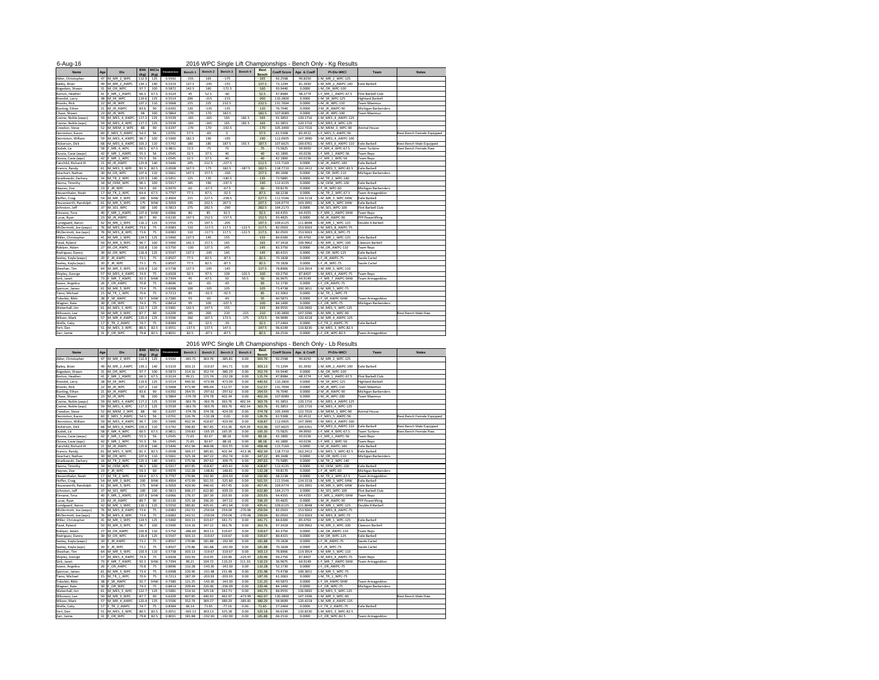6-Aug-16

# 2016 WPC Single Lift Championships - Bench Only - Kg Results

| Name | Age | Div | BWt (Kg) | WtCls (Kg) | Glossbrenner | Bench 1 | Bench 2 | Bench 3 | Bench 4 | Best Bench | Coeff Score | Age & Coeff | Pl-Div-WtCl | Team | Notes |
|---|---|---|---|---|---|---|---|---|---|---|---|---|---|---|---|
| Alder, Christopher | 47 | M_MR_2_WPC | 112.9 | 125 | 0.5592 | -155 | 165 | -175 | | 165 | 92.2598 | 99.8250 | 1-M_MR_2_WPC-125 | | |
| Bailey, Brian | 49 | M_MR_2_AWPC | 139.1 | 140 | 0.5319 | 137.5 | -145 | -155 | | 137.5 | 73.1294 | 81.3930 | 1-M_MR_2_AWPC-140 | Exile Barbell | |
| Bogedain, Shawn | 31 | M_OR_WPC | 97.7 | 100 | 0.5872 | 142.5 | 160 | -172.5 | | 160 | 93.9440 | 0.0000 | 1-M_OR_WPC-100 | | |
| Borton, Heather | 41 | F_MR_1_AWPC | 66.3 | 67.5 | 0.9124 | 45 | 52.5 | -60 | | 52.5 | 47.8984 | 48.3774 | 1-F_MR_1_AWPC-67.5 | Flint Barbell Club | |
| Brendel, Larry | 38 | M_SR_WPC | 119.6 | 125 | 0.5514 | 200 | -215 | -215 | | 200 | 110.2800 | 0.0000 | 1-M_SR_WPC-125 | Highland Barbell | |
| Brooks, Rick | 22 | M_JR_WPC | 107.2 | 110 | 0.5668 | 215 | 225 | 232.5 | | 232.5 | 131.7694 | 0.0000 | 1-M_JR_WPC-110 | Team Maximus | |
| Bunting, Ethan | 21 | M_JR_AWPC | 83.6 | 90 | 0.6392 | 120 | -135 | -135 | | 120 | 76.7040 | 0.0000 | 2-M_JR_AWPC-90 | Michigan Barbenders | |
| Chase, Shawn | 23 | M_JR_WPC | 98 | 100 | 0.5864 | -170 | 170 | 182.5 | | 182.5 | 107.0089 | 0.0000 | 1-M_JR_WPC-100 | Team Maximus | |
| Cooine, Noble (awpc) | 59 | M_MES_4_AWPC | 117.2 | 125 | 0.5539 | -165 | 165 | 165 | 182.5 | 165 | 91.3853 | 120.1716 | 1-M_MES_4_AWPC-125 | | |
| Cooine, Noble (wpc) | 59 | M_MES_4_WPC | 117.2 | 125 | 0.5539 | -165 | -165 | 165 | 182.5 | 165 | 91.3853 | 120.1716 | 1-M_MES_4_WPC-125 | | |
| Creedon, Steve | 52 | M_MEM_3_WPC | 88 | 90 | 0.6197 | -170 | 170 | -192.5 | | 170 | 105.3490 | 122.7316 | 1-M_MEM_3_WPC-90 | Animal House | |
| Denniston, Karen | 60 | F_MES_5_AWPC | 54.3 | 56 | 1.0701 | 57.5 | -60 | 0 | | 57.5 | 61.5308 | 82.4512 | 1-F_MES_5_AWPC-56 | | Best Bench Female Equipped |
| Denniston, William | 59 | M_MES_4_AWPC | 96.7 | 100 | 0.5900 | 182.5 | 190 | -195 | | 190 | 112.0905 | 147.3990 | 1-M_MES_4_AWPC-100 | | |
| Dickerson, Dick | 68 | M_MES_6_AWPC | 103.2 | 110 | 0.5742 | 180 | 185 | 187.5 | 192.5 | 187.5 | 107.6625 | 169.6761 | 1-M_MES_6_AWPC-110 | Exile Barbell | Best Bench Male Equipped |
| Dudek, Liz | 58 | F_MR_4_WPC | 60.5 | 67.5 | 0.9811 | 72.5 | -75 | 75 | | 75 | 73.5825 | 94.9950 | 1-F_MR_4_WPC-67.5 | Team Turbine | Best Bench Female Raw |
| Dussia, Casie (awpc) | 42 | F_MR_1_AWPC | 55.3 | 56 | 1.0545 | 32.5 | 37.5 | 40 | | 40 | 42.1800 | 43.0236 | 1-F_MR_1_AWPC-56 | Team Repz | |
| Dussia, Casie (wpc) | 42 | F_MR_1_WPC | 55.3 | 56 | 1.0545 | 32.5 | 37.5 | 40 | | 40 | 42.1800 | 43.0236 | 1-F_MR_1_WPC-56 | Team Repz | |
| Fairchild, Richard III | 21 | M_JR_AWPC | 125.8 | 140 | 0.5446 | 205 | 212.5 | -227.5 | | 212.5 | 115.7169 | 0.0000 | 1-M_JR_AWPC-140 | Exile Barbell | |
| Francis, Randy | 61 | M_MES_5_WPC | 81.3 | 82.5 | 0.6508 | 167.5 | 175 | 182.5 | -187.5 | 182.5 | 118.7710 | 162.2412 | 1-M_MES_5_WPC-82.5 | Exile Barbell | |
| Gearhart, Nathan | 30 | M_OR_WPC | 107.6 | 110 | 0.5661 | 147.5 | 157.5 | -160 | | 157.5 | 89.1608 | 0.0000 | 1-M_OR_WPC-110 | Michigan Barbenders | |
| Gnatkowski, Zachary | 16 | M_TR_2_WPC | 125.3 | 140 | 0.5451 | 125 | 135 | -140.5 | | 135 | 73.5885 | 0.0000 | 1-M_TR_2_WPC-140 | | |
| Hanna, Timothy | 34 | M_OEM_WPC | 96.1 | 100 | 0.5917 | 185 | 190 | -197.5 | | 190 | 112.4135 | 0.0000 | 1-M_OEM_WPC-100 | Exile Barbell | |
| Haynes, Zoe | 23 | F_JR_WPC | 59.3 | 60 | 0.9970 | 60 | -67.5 | -67.5 | | 60 | 59.8170 | 0.0000 | 1-F_JR_WPC-60 | Michigan Barbenders | |
| Hessenthaler, Noah | 17 | M_TR_2_WPC | 64.4 | 67.5 | 0.7797 | 77.5 | 87.5 | -92.5 | | 87.5 | 68.2238 | 0.0000 | 1-M_TR_2_WPC-67.5 | Team Armageddon | |
| Hoffer, Craig | 54 | M_MR_3_WPC | 200 | SHW | 0.4904 | 215 | 227.5 | -238.5 | | 227.5 | 111.5546 | 134.3118 | 1-M_MR_3_WPC-SHW | Exile Barbell | |
| Houseworth, Randolph | 61 | M_MR_5_WPC | 175 | SHW | 0.5059 | 195 | 202.5 | 207.5 | | 207.5 | 104.9774 | 143.3991 | 1-M_MR_5_WPC-SHW | Exile Barbell | |
| Johnston, Jeff | 37 | M_SES_WPC | 100 | 100 | 0.5813 | 275 | 282.5 | -290 | | 282.5 | 164.2173 | 0.0000 | 1-M_SES_WPC-100 | Flint Barbell Club | |
| Kinnane, Tera | 40 | F_MR_1_AWPC | 107.6 | SHW | 0.6966 | 80 | 85 | 92.5 | | 92.5 | 64.4355 | 64.4355 | 1-F_MR_1_AWPC-SHW | Team Repz | |
| Lucas, Ryan | 23 | M_JR_AWPC | 89.7 | 90 | 0.6130 | 147.5 | 152.5 | -157.5 | | 152.5 | 93.4825 | 0.0000 | 1-M_JR_AWPC-90 | PFP Powerlifting | |
| Lundgaard, Aaron | 42 | M_MR_1_WPC | 116.1 | 125 | 0.5550 | 175 | 197.5 | -205 | | 197.5 | 109.6125 | 111.8048 | 1-M_MR_1_WPC-125 | Double A Barbell | |
| McDermott, Joe (awpc) | 76 | M_MES_8_AWPC | 73.6 | 75 | 0.6983 | 110 | -117.5 | 117.5 | -122.5 | 117.5 | 82.0503 | 153.9263 | 1-M_MES_8_AWPC-75 | | |
| McDermott, Joe (wpc) | 76 | M_MES_8_WPC | 73.6 | 75 | 0.6983 | 110 | -117.5 | 117.5 | -122.5 | 117.5 | 82.0503 | 153.9263 | 1-M_MES_8_WPC-75 | | |
| Miller, Christopher | 41 | M_MR_1_WPC | 124.5 | 125 | 0.5460 | 137.5 | 145 | 155 | | 155 | 84.6300 | 85.4763 | 2-M_MR_1_WPC-125 | Exile Barbell | |
| Pawl, Ryland | 50 | M_MR_3_WPC | 96.7 | 100 | 0.5900 | 142.5 | 157.5 | 165 | | 165 | 97.3418 | 109.9962 | 1-M_MR_3_WPC-100 | Clawson Barbell | |
| Roblyer, Adam | 27 | M_OR_AWPC | 102.8 | 110 | 0.5750 | -130 | 137.5 | 145 | | 145 | 83.3750 | 0.0000 | 1-M_OR_AWPC-110 | Team Repz | |
| Rodriguez, Danny | 30 | M_OR_WPC | 116.4 | 125 | 0.5547 | 137.5 | -145 | 145 | | 145 | 80.4315 | 0.0000 | 1-M_OR_WPC-125 | Exile Barbell | |
| Seeley, Kayla (awpc) | 20 | F_JR_AWPC | 73.1 | 75 | 0.8507 | 77.5 | 82.5 | -87.5 | | 82.5 | 70.1828 | 0.0000 | 1-F_JR_AWPC-75 | Swole Cartel | |
| Seeley, Kayla (wpc) | 20 | F_JR_WPC | 73.1 | 75 | 0.8507 | 77.5 | 82.5 | -87.5 | | 82.5 | 70.1828 | 0.0000 | 1-F_JR_WPC-75 | Swole Cartel | |
| Sheehan, Tim | 64 | M_MR_5_WPC | 103.9 | 110 | 0.5738 | 137.5 | -145 | -145 | | 137.5 | 78.8906 | 114.3914 | 1-M_MR_5_WPC-110 | | |
| Shipley, George | 57 | M_MES_4_AWPC | 74.9 | 75 | 0.6928 | 92.5 | 97.5 | 100 | -102.5 | 100 | 69.2750 | 87.8407 | 1-M_MES_4_AWPC-75 | Team Repz | |
| Sink, Janet | 73 | F_MR_7_AWPC | 92.3 | SHW | 0.7394 | 45 | 47.5 | 50 | 50.5 | 50 | 36.9675 | 64.9149 | 1-F_MR_7_AWPC-SHW | Team Armageddon | |
| Soave, Angelica | 26 | F_OR_AWPC | 70.8 | 75 | 0.8696 | 60 | -65 | -65 | | 60 | 52.1730 | 0.0000 | 1-F_OR_AWPC-75 | | |
| Spencer, James | 61 | M_MR_5_WPC | 73.4 | 75 | 0.6998 | 100 | -105 | 105 | | 105 | 73.4738 | 100.3651 | 1-M_MR_5_WPC-75 | | |
| Tiano, Michael | 15 | M_TR_1_WPC | 70.6 | 75 | 0.7213 | 85 | -92.5 | -92.5 | | 85 | 61.3063 | 0.0000 | 1-M_TR_1_WPC-75 | | |
| Toboloski, Rikki | 38 | F_SR_AWPC | 92.7 | SHW | 0.7380 | 55 | -65 | -65 | | 55 | 40.5873 | 0.0000 | 1-F_SR_AWPC-SHW | Team Armageddon | |
| Wagner, Kate | 30 | F_OR_WPC | 74.3 | 75 | 0.8414 | 95 | 100 | -107.5 | | 100 | 84.1400 | 0.0000 | 1-F_OR_WPC-75 | Michigan Barbenders | |
| Wetenhall, Jim | 61 | M_MES_5_WPC | 122.7 | 125 | 0.5481 | 142.5 | 147.5 | 155 | | 155 | 84.9555 | 116.0492 | 1-M_MES_5_WPC-125 | | |
| Wilcoxson, Lee | 50 | M_MR_3_WPC | 87.7 | 90 | 0.6209 | 185 | 200 | 210 | -215 | 210 | 130.3890 | 147.3396 | 1-M_MR_3_WPC-90 | | Best Bench Male Raw |
| Wilson, Mark | 57 | M_MR_4_AWPC | 120.4 | 125 | 0.5506 | 160 | 167.5 | 172.5 | -175 | 172.5 | 94.9699 | 120.4218 | 1-M_MR_4_AWPC-125 | | |
| Wolfe, Cathy | 17 | F_TR_2_AWPC | 74.7 | 75 | 0.8384 | 30 | 32.5 | -35 | | 32.5 | 27.2464 | 0.0000 | 1-F_TR_2_AWPC-75 | Exile Barbell | |
| Yert, Dan | 51 | M_MES_3_WPC | 80.5 | 82.5 | 0.6551 | -137.5 | 137.5 | 147.5 | | 147.5 | 96.6199 | 110.8230 | 1-M_MES_3_WPC-82.5 | | |
| Zarr, Jamie | 31 | F_OR_WPC | 79.8 | 82.5 | 0.8031 | 82.5 | -87.5 | -87.5 | | 82.5 | 66.2516 | 0.0000 | 1-F_OR_WPC-82.5 | Team Armageddon | |

# 2016 WPC Single Lift Championships - Bench Only - Lb Results

| Name | Age | Div | BWt (Kg) | WtCls (Kg) | Glossbrenner | Bench 1 | Bench 2 | Bench 3 | Bench 4 | Best Bench | Coeff Score | Age & Coeff | Pl-Div-WtCl | Team | Notes |
|---|---|---|---|---|---|---|---|---|---|---|---|---|---|---|---|
| Alder, Christopher | 47 | M_MR_2_WPC | 112.9 | 125 | 0.5592 | -341.71 | 363.76 | -385.81 | 0.00 | 363.76 | 92.2598 | 99.8250 | 1-M_MR_2_WPC-125 | | |
| Bailey, Brian | 49 | M_MR_2_AWPC | 139.1 | 140 | 0.5319 | 303.13 | -319.67 | -341.71 | 0.00 | 303.13 | 73.1294 | 81.3930 | 1-M_MR_2_AWPC-140 | Exile Barbell | |
| Bogedain, Shawn | 31 | M_OR_WPC | 97.7 | 100 | 0.5872 | 314.16 | 352.74 | -380.29 | 0.00 | 352.74 | 93.9440 | 0.0000 | 1-M_OR_WPC-100 | | |
| Borton, Heather | 41 | F_MR_1_AWPC | 66.3 | 67.5 | 0.9124 | 99.21 | 115.74 | -132.28 | 0.00 | 115.74 | 47.8984 | 48.3774 | 1-F_MR_1_AWPC-67.5 | Flint Barbell Club | |
| Brendel, Larry | 38 | M_SR_WPC | 119.6 | 125 | 0.5514 | 440.92 | -473.99 | -473.99 | 0.00 | 440.92 | 110.2800 | 0.0000 | 1-M_SR_WPC-125 | Highland Barbell | |
| Brooks, Rick | 22 | M_JR_WPC | 107.2 | 110 | 0.5668 | 473.99 | 496.04 | 512.57 | 0.00 | 512.57 | 131.7694 | 0.0000 | 1-M_JR_WPC-110 | Team Maximus | |
| Bunting, Ethan | 21 | M_JR_AWPC | 83.6 | 90 | 0.6392 | 264.55 | -297.62 | -297.62 | 0.00 | 264.55 | 76.7040 | 0.0000 | 2-M_JR_AWPC-90 | Michigan Barbenders | |
| Chase, Shawn | 23 | M_JR_WPC | 98 | 100 | 0.5864 | -374.78 | 374.78 | 402.34 | 0.00 | 402.34 | 107.0089 | 0.0000 | 1-M_JR_WPC-100 | Team Maximus | |
| Cooine, Noble (awpc) | 59 | M_MES_4_AWPC | 117.2 | 125 | 0.5539 | -363.76 | 363.76 | 363.76 | 402.34 | 363.76 | 91.3853 | 120.1716 | 1-M_MES_4_AWPC-125 | | |
| Cooine, Noble (wpc) | 59 | M_MES_4_WPC | 117.2 | 125 | 0.5539 | -363.76 | -363.76 | 363.76 | 402.34 | 363.76 | 91.3853 | 120.1716 | 1-M_MES_4_WPC-125 | | |
| Creedon, Steve | 52 | M_MEM_3_WPC | 88 | 90 | 0.6197 | -374.78 | 374.78 | -424.39 | 0.00 | 374.78 | 105.3490 | 122.7316 | 1-M_MEM_3_WPC-90 | Animal House | |
| Denniston, Karen | 60 | F_MES_5_AWPC | 54.3 | 56 | 1.0701 | 126.76 | -132.28 | 0.00 | 0.00 | 126.76 | 61.5308 | 82.4512 | 1-F_MES_5_AWPC-56 | | Best Bench Female Equipped |
| Denniston, William | 59 | M_MES_4_AWPC | 96.7 | 100 | 0.5900 | 402.34 | 418.87 | -429.90 | 0.00 | 418.87 | 112.0905 | 147.3990 | 1-M_MES_4_AWPC-100 | | |
| Dickerson, Dick | 68 | M_MES_6_AWPC | 103.2 | 110 | 0.5742 | 396.83 | 407.85 | 413.36 | 424.39 | 413.36 | 107.6625 | 169.6761 | 1-M_MES_6_AWPC-110 | Exile Barbell | Best Bench Male Equipped |
| Dudek, Liz | 58 | F_MR_4_WPC | 60.5 | 67.5 | 0.9811 | 159.83 | -165.35 | 165.35 | 0.00 | 165.35 | 73.5825 | 94.9950 | 1-F_MR_4_WPC-67.5 | Team Turbine | Best Bench Female Raw |
| Dussia, Casie (awpc) | 42 | F_MR_1_AWPC | 55.3 | 56 | 1.0545 | 71.65 | 82.67 | 88.18 | 0.00 | 88.18 | 42.1800 | 43.0236 | 1-F_MR_1_AWPC-56 | Team Repz | |
| Dussia, Casie (wpc) | 42 | F_MR_1_WPC | 55.3 | 56 | 1.0545 | 71.65 | 82.67 | 88.18 | 0.00 | 88.18 | 42.1800 | 43.0236 | 1-F_MR_1_WPC-56 | Team Repz | |
| Fairchild, Richard III | 21 | M_JR_AWPC | 125.8 | 140 | 0.5446 | 451.94 | 468.48 | -501.55 | 0.00 | 468.48 | 115.7169 | 0.0000 | 1-M_JR_AWPC-140 | Exile Barbell | |
| Francis, Randy | 61 | M_MES_5_WPC | 81.3 | 82.5 | 0.6508 | 369.27 | 385.81 | 402.34 | -413.36 | 402.34 | 118.7710 | 162.2412 | 1-M_MES_5_WPC-82.5 | Exile Barbell | |
| Gearhart, Nathan | 30 | M_OR_WPC | 107.6 | 110 | 0.5661 | 325.18 | 347.22 | -352.74 | 0.00 | 347.22 | 89.1608 | 0.0000 | 1-M_OR_WPC-110 | Michigan Barbenders | |
| Gnatkowski, Zachary | 16 | M_TR_2_WPC | 125.3 | 140 | 0.5451 | 275.58 | 297.62 | -309.75 | 0.00 | 297.62 | 73.5885 | 0.0000 | 1-M_TR_2_WPC-140 | | |
| Hanna, Timothy | 34 | M_OEM_WPC | 96.1 | 100 | 0.5917 | 407.85 | 418.87 | -435.41 | 0.00 | 418.87 | 112.4135 | 0.0000 | 1-M_OEM_WPC-100 | Exile Barbell | |
| Haynes, Zoe | 23 | F_JR_WPC | 59.3 | 60 | 0.9970 | 132.28 | -148.81 | -148.81 | 0.00 | 132.28 | 59.8170 | 0.0000 | 1-F_JR_WPC-60 | Michigan Barbenders | |
| Hessenthaler, Noah | 17 | M_TR_2_WPC | 64.4 | 67.5 | 0.7797 | 170.86 | 192.90 | -203.93 | 0.00 | 192.90 | 68.2238 | 0.0000 | 1-M_TR_2_WPC-67.5 | Team Armageddon | |
| Hoffer, Craig | 54 | M_MR_3_WPC | 200 | SHW | 0.4904 | 473.99 | 501.55 | -525.80 | 0.00 | 501.55 | 111.5546 | 134.3118 | 1-M_MR_3_WPC-SHW | Exile Barbell | |
| Houseworth, Randolph | 61 | M_MR_5_WPC | 175 | SHW | 0.5059 | 429.90 | 446.43 | 457.45 | 0.00 | 457.45 | 104.9774 | 143.3991 | 1-M_MR_5_WPC-SHW | Exile Barbell | |
| Johnston, Jeff | 37 | M_SES_WPC | 100 | 100 | 0.5813 | 606.27 | 622.80 | -639.34 | 0.00 | 622.80 | 164.2173 | 0.0000 | 1-M_SES_WPC-100 | Flint Barbell Club | |
| Kinnane, Tera | 40 | F_MR_1_AWPC | 107.6 | SHW | 0.6966 | 176.37 | 187.39 | 203.93 | 0.00 | 203.93 | 64.4355 | 64.4355 | 1-F_MR_1_AWPC-SHW | Team Repz | |
| Lucas, Ryan | 23 | M_JR_AWPC | 89.7 | 90 | 0.6130 | 325.18 | 336.20 | -347.22 | 0.00 | 336.20 | 93.4825 | 0.0000 | 1-M_JR_AWPC-90 | PFP Powerlifting | |
| Lundgaard, Aaron | 42 | M_MR_1_WPC | 116.1 | 125 | 0.5550 | 385.81 | 435.41 | -451.94 | 0.00 | 435.41 | 109.6125 | 111.8048 | 1-M_MR_1_WPC-125 | Double A Barbell | |
| McDermott, Joe (awpc) | 76 | M_MES_8_AWPC | 73.6 | 75 | 0.6983 | 242.51 | -259.04 | 259.04 | -270.06 | 259.04 | 82.0503 | 153.9263 | 1-M_MES_8_AWPC-75 | | |
| McDermott, Joe (wpc) | 76 | M_MES_8_WPC | 73.6 | 75 | 0.6983 | 242.51 | -259.04 | 259.04 | -270.06 | 259.04 | 82.0503 | 153.9263 | 1-M_MES_8_WPC-75 | | |
| Miller, Christopher | 41 | M_MR_1_WPC | 124.5 | 125 | 0.5460 | 303.13 | 319.67 | 341.71 | 0.00 | 341.71 | 84.6300 | 85.4763 | 2-M_MR_1_WPC-125 | Exile Barbell | |
| Pawl, Ryland | 50 | M_MR_3_WPC | 96.7 | 100 | 0.5900 | 314.16 | 347.22 | 363.76 | 0.00 | 363.76 | 97.3418 | 109.9962 | 1-M_MR_3_WPC-100 | Clawson Barbell | |
| Roblyer, Adam | 27 | M_OR_AWPC | 102.8 | 110 | 0.5750 | -286.60 | 303.13 | 319.67 | 0.00 | 319.67 | 83.3750 | 0.0000 | 1-M_OR_AWPC-110 | Team Repz | |
| Rodriguez, Danny | 30 | M_OR_WPC | 116.4 | 125 | 0.5547 | 303.13 | -319.67 | 319.67 | 0.00 | 319.67 | 80.4315 | 0.0000 | 1-M_OR_WPC-125 | Exile Barbell | |
| Seeley, Kayla (awpc) | 20 | F_JR_AWPC | 73.1 | 75 | 0.8507 | 170.86 | 181.88 | -192.90 | 0.00 | 181.88 | 70.1828 | 0.0000 | 1-F_JR_AWPC-75 | Swole Cartel | |
| Seeley, Kayla (wpc) | 20 | F_JR_WPC | 73.1 | 75 | 0.8507 | 170.86 | 181.88 | -192.90 | 0.00 | 181.88 | 70.1828 | 0.0000 | 1-F_JR_WPC-75 | Swole Cartel | |
| Sheehan, Tim | 64 | M_MR_5_WPC | 103.9 | 110 | 0.5738 | 303.13 | -319.67 | -319.67 | 0.00 | 303.13 | 78.8906 | 114.3914 | 1-M_MR_5_WPC-110 | | |
| Shipley, George | 57 | M_MES_4_AWPC | 74.9 | 75 | 0.6928 | 203.93 | 214.95 | 220.46 | -225.97 | 220.46 | 69.2750 | 87.8407 | 1-M_MES_4_AWPC-75 | Team Repz | |
| Sink, Janet | 73 | F_MR_7_AWPC | 92.3 | SHW | 0.7394 | 99.21 | 104.72 | 110.23 | 111.33 | 110.23 | 36.9675 | 64.9149 | 1-F_MR_7_AWPC-SHW | Team Armageddon | |
| Soave, Angelica | 26 | F_OR_AWPC | 70.8 | 75 | 0.8696 | 132.28 | -143.30 | -143.30 | 0.00 | 132.28 | 52.1730 | 0.0000 | 1-F_OR_AWPC-75 | | |
| Spencer, James | 61 | M_MR_5_WPC | 73.4 | 75 | 0.6998 | 220.46 | -231.48 | 231.48 | 0.00 | 231.48 | 73.4738 | 100.3651 | 1-M_MR_5_WPC-75 | | |
| Tiano, Michael | 15 | M_TR_1_WPC | 70.6 | 75 | 0.7213 | 187.39 | -203.93 | -203.93 | 0.00 | 187.39 | 61.3063 | 0.0000 | 1-M_TR_1_WPC-75 | | |
| Toboloski, Rikki | 38 | F_SR_AWPC | 92.7 | SHW | 0.7380 | 121.25 | -143.30 | -143.30 | 0.00 | 121.25 | 40.5873 | 0.0000 | 1-F_SR_AWPC-SHW | Team Armageddon | |
| Wagner, Kate | 30 | F_OR_WPC | 74.3 | 75 | 0.8414 | 209.44 | 220.46 | -236.99 | 0.00 | 220.46 | 84.1400 | 0.0000 | 1-F_OR_WPC-75 | Michigan Barbenders | |
| Wetenhall, Jim | 61 | M_MES_5_WPC | 122.7 | 125 | 0.5481 | 314.16 | 325.18 | 341.71 | 0.00 | 341.71 | 84.9555 | 116.0492 | 1-M_MES_5_WPC-125 | | |
| Wilcoxson, Lee | 50 | M_MR_3_WPC | 87.7 | 90 | 0.6209 | 407.85 | 440.92 | 462.97 | -473.99 | 462.97 | 130.3890 | 147.3396 | 1-M_MR_3_WPC-90 | | Best Bench Male Raw |
| Wilson, Mark | 57 | M_MR_4_AWPC | 120.4 | 125 | 0.5506 | 352.74 | 369.27 | 380.29 | -385.81 | 380.29 | 94.9699 | 120.4218 | 1-M_MR_4_AWPC-125 | | |
| Wolfe, Cathy | 17 | F_TR_2_AWPC | 74.7 | 75 | 0.8384 | 66.14 | 71.65 | -77.16 | 0.00 | 71.65 | 27.2464 | 0.0000 | 1-F_TR_2_AWPC-75 | Exile Barbell | |
| Yert, Dan | 51 | M_MES_3_WPC | 80.5 | 82.5 | 0.6551 | -303.13 | 303.13 | 325.18 | 0.00 | 325.18 | 96.6199 | 110.8230 | 1-M_MES_3_WPC-82.5 | | |
| Zarr, Jamie | 31 | F_OR_WPC | 79.8 | 82.5 | 0.8031 | 181.88 | -192.90 | -192.90 | 0.00 | 181.88 | 66.2516 | 0.0000 | 1-F_OR_WPC-82.5 | Team Armageddon | |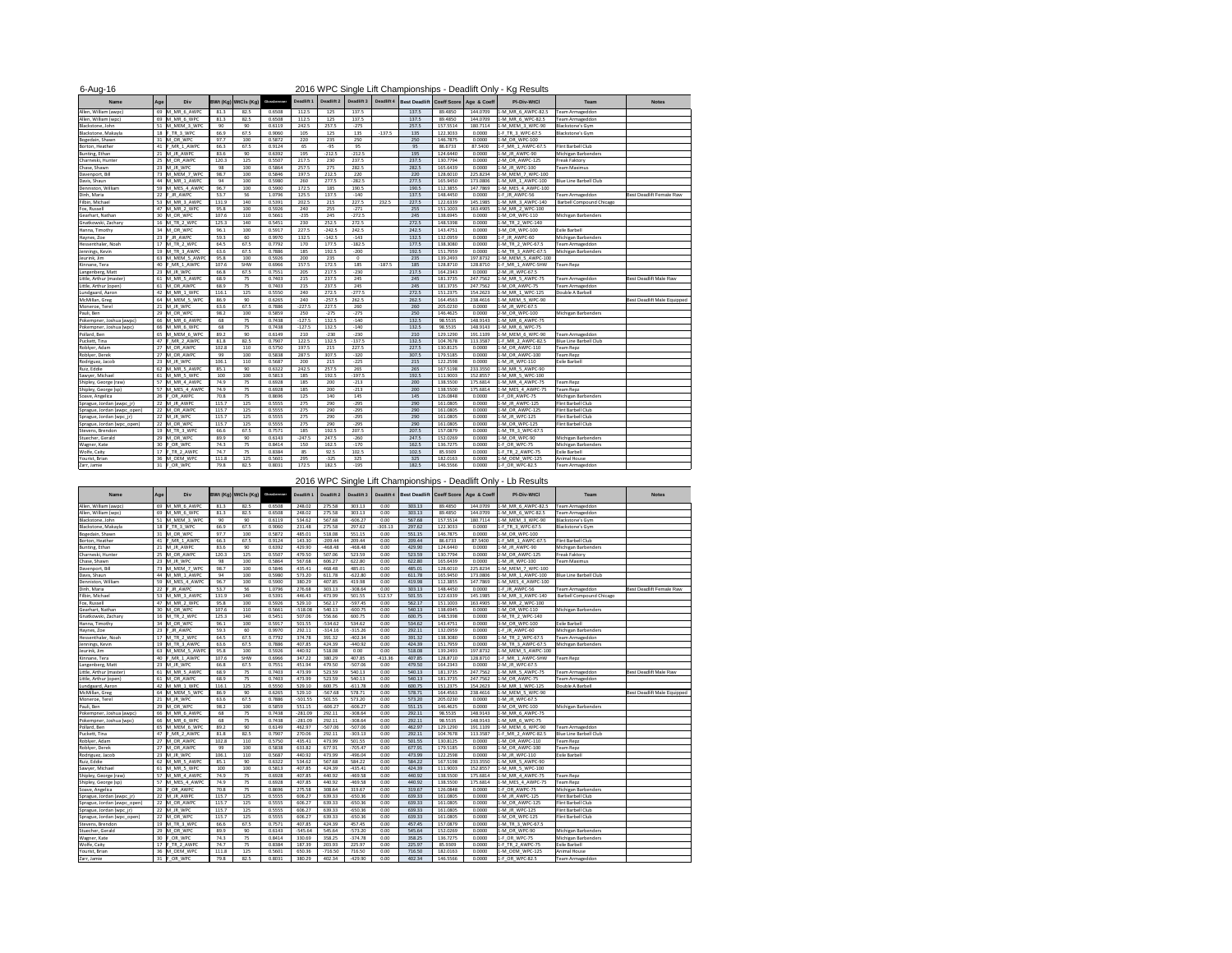6-Aug-16

# 2016 WPC Single Lift Championships - Deadlift Only - Kg Results

| Name | Age | Div | BWt (Kg) | WtCls (Kg) | Glossbrenner | Deadlift 1 | Deadlift 2 | Deadlift 3 | Deadlift 4 | Best Deadlift | Coeff Score | Age & Coeff | Pl-Div-WtCl | Team | Notes |
|---|---|---|---|---|---|---|---|---|---|---|---|---|---|---|---|
| Allen, William (awpc) | 69 | M_MR_6_AWPC | 81.3 | 82.5 | 0.6508 | 112.5 | 125 | 137.5 | | 137.5 | 89.4850 | 144.0709 | 1-M_MR_6_AWPC-82.5 | Team Armageddon | |
| Allen, William (wpc) | 69 | M_MR_6_WPC | 81.3 | 82.5 | 0.6508 | 112.5 | 125 | 137.5 | | 137.5 | 89.4850 | 144.0709 | 1-M_MR_6_WPC-82.5 | Team Armageddon | |
| Blackstone, John | 51 | M_MEM_3_WPC | 90 | 90 | 0.6119 | 242.5 | 257.5 | -275 | | 257.5 | 157.5514 | 180.7114 | 1-M_MEM_3_WPC-90 | Blackstone's Gym | |
| Blackstone, Makayla | 18 | F_TR_3_WPC | 66.9 | 67.5 | 0.9060 | 105 | 125 | 135 | -137.5 | 135 | 122.3033 | 0.0000 | 1-F_TR_3_WPC-67.5 | Blackstone's Gym | |
| Bogedain, Shawn | 31 | M_OR_WPC | 97.7 | 100 | 0.5872 | 220 | 235 | 250 | | 250 | 146.7875 | 0.0000 | 1-M_OR_WPC-100 | | |
| Borton, Heather | 41 | F_MR_1_AWPC | 66.3 | 67.5 | 0.9124 | 65 | -95 | 95 | | 95 | 86.6733 | 87.5400 | 1-F_MR_1_AWPC-67.5 | Flint Barbell Club | |
| Bunting, Ethan | 21 | M_JR_AWPC | 83.6 | 90 | 0.6392 | 195 | -212.5 | -212.5 | | 195 | 124.6440 | 0.0000 | 1-M_JR_AWPC-90 | Michigan Barbenders | |
| Charneski, Hunter | 25 | M_OR_AWPC | 120.3 | 125 | 0.5507 | 217.5 | 230 | 237.5 | | 237.5 | 130.7794 | 0.0000 | 2-M_OR_AWPC-125 | Freak Faktory | |
| Chase, Shawn | 23 | M_JR_WPC | 98 | 100 | 0.5864 | 257.5 | 275 | 282.5 | | 282.5 | 165.6439 | 0.0000 | 1-M_JR_WPC-100 | Team Maximus | |
| Davenport, Bill | 73 | M_MEM_7_WPC | 98.7 | 100 | 0.5846 | 197.5 | 212.5 | 220 | | 220 | 128.6010 | 225.8234 | 1-M_MEM_7_WPC-100 | | |
| Davis, Shaun | 44 | M_MR_1_AWPC | 94 | 100 | 0.5980 | 260 | 277.5 | -282.5 | | 277.5 | 165.9450 | 173.0806 | 1-M_MR_1_AWPC-100 | Blue Line Barbell Club | |
| Denniston, William | 59 | M_MES_4_AWPC | 96.7 | 100 | 0.5900 | 172.5 | 185 | 190.5 | | 190.5 | 112.3855 | 147.7869 | 1-M_MES_4_AWPC-100 | | |
| Dinh, Maria | 22 | F_JR_AWPC | 53.7 | 56 | 1.0796 | 125.5 | 137.5 | -140 | | 137.5 | 148.4450 | 0.0000 | 1-F_JR_AWPC-56 | Team Armageddon | Best Deadlift Female Raw |
| Filbin, Michael | 53 | M_MR_3_AWPC | 131.9 | 140 | 0.5391 | 202.5 | 215 | 227.5 | 232.5 | 227.5 | 122.6339 | 145.1985 | 1-M_MR_3_AWPC-140 | Barbell Compound Chicago | |
| Fox, Russell | 47 | M_MR_2_WPC | 95.8 | 100 | 0.5926 | 230 | 255 | -271 | | 255 | 151.1003 | 163.4905 | 1-M_MR_2_WPC-100 | | |
| Gearhart, Nathan | 30 | M_OR_WPC | 107.6 | 110 | 0.5661 | -235 | 245 | -272.5 | | 245 | 138.6945 | 0.0000 | 1-M_OR_WPC-110 | Michigan Barbenders | |
| Gnatkowski, Zachary | 16 | M_TR_2_WPC | 125.3 | 140 | 0.5451 | 230 | 252.5 | 272.5 | | 272.5 | 148.5398 | 0.0000 | 1-M_TR_2_WPC-140 | | |
| Hanna, Timothy | 34 | M_OR_WPC | 96.1 | 100 | 0.5917 | 227.5 | -242.5 | 242.5 | | 242.5 | 143.4751 | 0.0000 | 3-M_OR_WPC-100 | Exile Barbell | |
| Haynes, Zoe | 23 | F_JR_AWPC | 59.3 | 60 | 0.9970 | 132.5 | -142.5 | -143 | | 132.5 | 132.0959 | 0.0000 | 1-F_JR_AWPC-60 | Michigan Barbenders | |
| Hessenthaler, Noah | 17 | M_TR_2_WPC | 64.5 | 67.5 | 0.7792 | 170 | 177.5 | -182.5 | | 177.5 | 138.3080 | 0.0000 | 1-M_TR_2_WPC-67.5 | Team Armageddon | |
| Jennings, Kevin | 19 | M_TR_3_AWPC | 63.6 | 67.5 | 0.7886 | 185 | 192.5 | -200 | | 192.5 | 151.7959 | 0.0000 | 1-M_TR_3_AWPC-67.5 | Michigan Barbenders | |
| Jeurink, Jim | 63 | M_MEM_5_AWPC | 95.8 | 100 | 0.5926 | 200 | 235 | 0 | | 235 | 139.2493 | 197.8732 | 1-M_MEM_5_AWPC-100 | | |
| Kinnane, Tera | 40 | F_MR_1_AWPC | 107.6 | SHW | 0.6966 | 157.5 | 172.5 | 185 | -187.5 | 185 | 128.8710 | 128.8710 | 1-F_MR_1_AWPC-SHW | Team Repz | |
| Langenberg, Matt | 23 | M_JR_WPC | 66.8 | 67.5 | 0.7551 | 205 | 217.5 | -230 | | 217.5 | 164.2343 | 0.0000 | 2-M_JR_WPC-67.5 | | |
| Little, Arthur (master) | 61 | M_MR_5_AWPC | 68.9 | 75 | 0.7403 | 215 | 237.5 | 245 | | 245 | 181.3735 | 247.7562 | 1-M_MR_5_AWPC-75 | Team Armageddon | Best Deadlift Male Raw |
| Little, Arthur (open) | 61 | M_OR_AWPC | 68.9 | 75 | 0.7403 | 215 | 237.5 | 245 | | 245 | 181.3735 | 247.7562 | 1-M_OR_AWPC-75 | Team Armageddon | |
| Lundgaard, Aaron | 42 | M_MR_1_WPC | 116.1 | 125 | 0.5550 | 240 | 272.5 | -277.5 | | 272.5 | 151.2375 | 154.2623 | 1-M_MR_1_WPC-125 | Double A Barbell | |
| McMillan, Greg | 64 | M_MEM_5_WPC | 86.9 | 90 | 0.6265 | 240 | -257.5 | 262.5 | | 262.5 | 164.4563 | 238.4616 | 1-M_MEM_5_WPC-90 | | Best Deadlift Male Equipped |
| Monroe, Terel | 21 | M_JR_WPC | 63.6 | 67.5 | 0.7886 | -227.5 | 227.5 | 260 | | 260 | 205.0230 | 0.0000 | 1-M_JR_WPC-67.5 | | |
| Pauli, Ben | 29 | M_OR_WPC | 98.2 | 100 | 0.5859 | 250 | -275 | -275 | | 250 | 146.4625 | 0.0000 | 2-M_OR_WPC-100 | Michigan Barbenders | |
| Pokempner, Joshua (awpc) | 66 | M_MR_6_AWPC | 68 | 75 | 0.7438 | -127.5 | 132.5 | -140 | | 132.5 | 98.5535 | 148.9143 | 1-M_MR_6_AWPC-75 | | |
| Pokempner, Joshua (wpc) | 66 | M_MR_6_WPC | 68 | 75 | 0.7438 | -127.5 | 132.5 | -140 | | 132.5 | 98.5535 | 148.9143 | 1-M_MR_6_WPC-75 | | |
| Polland, Ben | 65 | M_MEM_6_WPC | 89.2 | 90 | 0.6149 | 210 | -230 | -230 | | 210 | 129.1290 | 191.1109 | 1-M_MEM_6_WPC-90 | Team Armageddon | |
| Puckett, Tina | 47 | F_MR_2_AWPC | 81.8 | 82.5 | 0.7907 | 122.5 | 132.5 | -137.5 | | 132.5 | 104.7678 | 113.3587 | 1-F_MR_2_AWPC-82.5 | Blue Line Barbell Club | |
| Roblyer, Adam | 27 | M_OR_AWPC | 102.8 | 110 | 0.5750 | 197.5 | 215 | 227.5 | | 227.5 | 130.8125 | 0.0000 | 1-M_OR_AWPC-110 | Team Repz | |
| Roblyer, Derek | 27 | M_OR_AWPC | 99 | 100 | 0.5838 | 287.5 | 307.5 | -320 | | 307.5 | 179.5185 | 0.0000 | 1-M_OR_AWPC-100 | Team Repz | |
| Rodriguez, Jacob | 23 | M_JR_WPC | 106.1 | 110 | 0.5687 | 200 | 215 | -225 | | 215 | 122.2598 | 0.0000 | 1-M_JR_WPC-110 | Exile Barbell | |
| Ruiz, Eddie | 62 | M_MR_5_AWPC | 85.1 | 90 | 0.6322 | 242.5 | 257.5 | 265 | | 265 | 167.5198 | 233.3550 | 1-M_MR_5_AWPC-90 | | |
| Sawyer, Michael | 61 | M_MR_5_WPC | 100 | 100 | 0.5813 | 185 | 192.5 | -197.5 | | 192.5 | 111.9003 | 152.8557 | 1-M_MR_5_WPC-100 | | |
| Shipley, George (raw) | 57 | M_MR_4_AWPC | 74.9 | 75 | 0.6928 | 185 | 200 | -213 | | 200 | 138.5500 | 175.6814 | 1-M_MR_4_AWPC-75 | Team Repz | |
| Shipley, George (eq) | 57 | M_MES_4_AWPC | 74.9 | 75 | 0.6928 | 185 | 200 | -213 | | 200 | 138.5500 | 175.6814 | 1-M_MES_4_AWPC-75 | Team Repz | |
| Soave, Angelica | 26 | F_OR_AWPC | 70.8 | 75 | 0.8696 | 125 | 140 | 145 | | 145 | 126.0848 | 0.0000 | 1-F_OR_AWPC-75 | Michigan Barbenders | |
| Sprague, Jordan (awpc_jr) | 22 | M_JR_AWPC | 115.7 | 125 | 0.5555 | 275 | 290 | -295 | | 290 | 161.0805 | 0.0000 | 1-M_JR_AWPC-125 | Flint Barbell Club | |
| Sprague, Jordan (awpc_open) | 22 | M_OR_AWPC | 115.7 | 125 | 0.5555 | 275 | 290 | -295 | | 290 | 161.0805 | 0.0000 | 1-M_OR_AWPC-125 | Flint Barbell Club | |
| Sprague, Jordan (wpc_jr) | 22 | M_JR_WPC | 115.7 | 125 | 0.5555 | 275 | 290 | -295 | | 290 | 161.0805 | 0.0000 | 1-M_JR_WPC-125 | Flint Barbell Club | |
| Sprague, Jordan (wpc_open) | 22 | M_OR_WPC | 115.7 | 125 | 0.5555 | 275 | 290 | -295 | | 290 | 161.0805 | 0.0000 | 1-M_OR_WPC-125 | Flint Barbell Club | |
| Stevens, Brendon | 19 | M_TR_3_WPC | 66.6 | 67.5 | 0.7571 | 185 | 192.5 | 207.5 | | 207.5 | 157.0879 | 0.0000 | 1-M_TR_3_WPC-67.5 | | |
| Stuecher, Gerald | 29 | M_OR_WPC | 89.9 | 90 | 0.6143 | -247.5 | 247.5 | -260 | | 247.5 | 152.0269 | 0.0000 | 1-M_OR_WPC-90 | Michigan Barbenders | |
| Wagner, Kate | 30 | F_OR_WPC | 74.3 | 75 | 0.8414 | 150 | 162.5 | -170 | | 162.5 | 136.7275 | 0.0000 | 1-F_OR_WPC-75 | Michigan Barbenders | |
| Wolfe, Caity | 17 | F_TR_2_AWPC | 74.7 | 75 | 0.8384 | 85 | 92.5 | 102.5 | | 102.5 | 85.9309 | 0.0000 | 1-F_TR_2_AWPC-75 | Exile Barbell | |
| Yourist, Brian | 36 | M_OEM_WPC | 111.8 | 125 | 0.5601 | 295 | -325 | 325 | | 325 | 182.0163 | 0.0000 | 1-M_OEM_WPC-125 | Animal House | |
| Zarr, Jamie | 31 | F_OR_WPC | 79.8 | 82.5 | 0.8031 | 172.5 | 182.5 | -195 | | 182.5 | 146.5566 | 0.0000 | 1-F_OR_WPC-82.5 | Team Armageddon | |

# 2016 WPC Single Lift Championships - Deadlift Only - Lb Results

| Name | Age | Div | BWt (Kg) | WtCls (Kg) | Glossbrenner | Deadlift 1 | Deadlift 2 | Deadlift 3 | Deadlift 4 | Best Deadlift | Coeff Score | Age & Coeff | Pl-Div-WtCl | Team | Notes |
|---|---|---|---|---|---|---|---|---|---|---|---|---|---|---|---|
| Allen, William (awpc) | 69 | M_MR_6_AWPC | 81.3 | 82.5 | 0.6508 | 248.02 | 275.58 | 303.13 | 0.00 | 303.13 | 89.4850 | 144.0709 | 1-M_MR_6_AWPC-82.5 | Team Armageddon | |
| Allen, William (wpc) | 69 | M_MR_6_WPC | 81.3 | 82.5 | 0.6508 | 248.02 | 275.58 | 303.13 | 0.00 | 303.13 | 89.4850 | 144.0709 | 1-M_MR_6_WPC-82.5 | Team Armageddon | |
| Blackstone, John | 51 | M_MEM_3_WPC | 90 | 90 | 0.6119 | 534.62 | 567.68 | -606.27 | 0.00 | 567.68 | 157.5514 | 180.7114 | 1-M_MEM_3_WPC-90 | Blackstone's Gym | |
| Blackstone, Makayla | 18 | F_TR_3_WPC | 66.9 | 67.5 | 0.9060 | 231.48 | 275.58 | 297.62 | -303.13 | 297.62 | 122.3033 | 0.0000 | 1-F_TR_3_WPC-67.5 | Blackstone's Gym | |
| Bogedain, Shawn | 31 | M_OR_WPC | 97.7 | 100 | 0.5872 | 485.01 | 518.08 | 551.15 | 0.00 | 551.15 | 146.7875 | 0.0000 | 1-M_OR_WPC-100 | | |
| Borton, Heather | 41 | F_MR_1_AWPC | 66.3 | 67.5 | 0.9124 | 143.30 | -209.44 | 209.44 | 0.00 | 209.44 | 86.6733 | 87.5400 | 1-F_MR_1_AWPC-67.5 | Flint Barbell Club | |
| Bunting, Ethan | 21 | M_JR_AWPC | 83.6 | 90 | 0.6392 | 429.90 | -468.48 | -468.48 | 0.00 | 429.90 | 124.6440 | 0.0000 | 1-M_JR_AWPC-90 | Michigan Barbenders | |
| Charneski, Hunter | 25 | M_OR_AWPC | 120.3 | 125 | 0.5507 | 479.50 | 507.06 | 523.59 | 0.00 | 523.59 | 130.7794 | 0.0000 | 2-M_OR_AWPC-125 | Freak Faktory | |
| Chase, Shawn | 23 | M_JR_WPC | 98 | 100 | 0.5864 | 567.68 | 606.27 | 622.80 | 0.00 | 622.80 | 165.6439 | 0.0000 | 1-M_JR_WPC-100 | Team Maximus | |
| Davenport, Bill | 73 | M_MEM_7_WPC | 98.7 | 100 | 0.5846 | 435.41 | 468.48 | 485.01 | 0.00 | 485.01 | 128.6010 | 225.8234 | 1-M_MEM_7_WPC-100 | | |
| Davis, Shaun | 44 | M_MR_1_AWPC | 94 | 100 | 0.5980 | 573.20 | 611.78 | -622.80 | 0.00 | 611.78 | 165.9450 | 173.0806 | 1-M_MR_1_AWPC-100 | Blue Line Barbell Club | |
| Denniston, William | 59 | M_MES_4_AWPC | 96.7 | 100 | 0.5900 | 380.29 | 407.85 | 419.98 | 0.00 | 419.98 | 112.3855 | 147.7869 | 1-M_MES_4_AWPC-100 | | |
| Dinh, Maria | 22 | F_JR_AWPC | 53.7 | 56 | 1.0796 | 276.68 | 303.13 | -308.64 | 0.00 | 303.13 | 148.4450 | 0.0000 | 1-F_JR_AWPC-56 | Team Armageddon | Best Deadlift Female Raw |
| Filbin, Michael | 53 | M_MR_3_AWPC | 131.9 | 140 | 0.5391 | 446.43 | 473.99 | 501.55 | 512.57 | 501.55 | 122.6339 | 145.1985 | 1-M_MR_3_AWPC-140 | Barbell Compound Chicago | |
| Fox, Russell | 47 | M_MR_2_WPC | 95.8 | 100 | 0.5926 | 528.10 | 562.17 | -597.45 | 0.00 | 562.17 | 151.1003 | 163.4905 | 1-M_MR_2_WPC-100 | | |
| Gearhart, Nathan | 30 | M_OR_WPC | 107.6 | 110 | 0.5661 | -518.08 | 540.13 | -600.75 | 0.00 | 540.13 | 138.6945 | 0.0000 | 1-M_OR_WPC-110 | Michigan Barbenders | |
| Gnatkowski, Zachary | 16 | M_TR_2_WPC | 125.3 | 140 | 0.5451 | 507.06 | 556.66 | 600.75 | 0.00 | 600.75 | 148.5398 | 0.0000 | 1-M_TR_2_WPC-140 | | |
| Hanna, Timothy | 34 | M_OR_WPC | 96.1 | 100 | 0.5917 | 501.55 | -534.62 | 534.62 | 0.00 | 534.62 | 143.4751 | 0.0000 | 3-M_OR_WPC-100 | Exile Barbell | |
| Haynes, Zoe | 23 | F_JR_AWPC | 59.3 | 60 | 0.9970 | 292.11 | -314.16 | -315.26 | 0.00 | 292.11 | 132.0959 | 0.0000 | 1-F_JR_AWPC-60 | Michigan Barbenders | |
| Hessenthaler, Noah | 17 | M_TR_2_WPC | 64.5 | 67.5 | 0.7792 | 374.78 | 391.32 | -402.34 | 0.00 | 391.32 | 138.3080 | 0.0000 | 1-M_TR_2_WPC-67.5 | Team Armageddon | |
| Jennings, Kevin | 19 | M_TR_3_AWPC | 63.6 | 67.5 | 0.7886 | 407.85 | 424.39 | -440.92 | 0.00 | 424.39 | 151.7959 | 0.0000 | 1-M_TR_3_AWPC-67.5 | Michigan Barbenders | |
| Jeurink, Jim | 63 | M_MEM_5_AWPC | 95.8 | 100 | 0.5926 | 440.92 | 518.08 | 0.00 | 0.00 | 518.08 | 139.2493 | 197.8732 | 1-M_MEM_5_AWPC-100 | | |
| Kinnane, Tera | 40 | F_MR_1_AWPC | 107.6 | SHW | 0.6966 | 347.22 | 380.29 | 407.85 | -413.36 | 407.85 | 128.8710 | 128.8710 | 1-F_MR_1_AWPC-SHW | Team Repz | |
| Langenberg, Matt | 23 | M_JR_WPC | 66.8 | 67.5 | 0.7551 | 451.94 | 479.50 | -507.06 | 0.00 | 479.50 | 164.2343 | 0.0000 | 2-M_JR_WPC-67.5 | | |
| Little, Arthur (master) | 61 | M_MR_5_AWPC | 68.9 | 75 | 0.7403 | 473.99 | 523.59 | 540.13 | 0.00 | 540.13 | 181.3735 | 247.7562 | 1-M_MR_5_AWPC-75 | Team Armageddon | Best Deadlift Male Raw |
| Little, Arthur (open) | 61 | M_OR_AWPC | 68.9 | 75 | 0.7403 | 473.99 | 523.59 | 540.13 | 0.00 | 540.13 | 181.3735 | 247.7562 | 1-M_OR_AWPC-75 | Team Armageddon | |
| Lundgaard, Aaron | 42 | M_MR_1_WPC | 116.1 | 125 | 0.5550 | 529.10 | 600.75 | -611.78 | 0.00 | 600.75 | 151.2375 | 154.2623 | 1-M_MR_1_WPC-125 | Double A Barbell | |
| McMillan, Greg | 64 | M_MEM_5_WPC | 86.9 | 90 | 0.6265 | 529.10 | -567.68 | 578.71 | 0.00 | 578.71 | 164.4563 | 238.4616 | 1-M_MEM_5_WPC-90 | | Best Deadlift Male Equipped |
| Monroe, Terel | 21 | M_JR_WPC | 63.6 | 67.5 | 0.7886 | -501.55 | 501.55 | 573.20 | 0.00 | 573.20 | 205.0230 | 0.0000 | 1-M_JR_WPC-67.5 | | |
| Pauli, Ben | 29 | M_OR_WPC | 98.2 | 100 | 0.5859 | 551.15 | -606.27 | -606.27 | 0.00 | 551.15 | 146.4625 | 0.0000 | 2-M_OR_WPC-100 | Michigan Barbenders | |
| Pokempner, Joshua (awpc) | 66 | M_MR_6_AWPC | 68 | 75 | 0.7438 | -281.09 | 292.11 | -308.64 | 0.00 | 292.11 | 98.5535 | 148.9143 | 1-M_MR_6_AWPC-75 | | |
| Pokempner, Joshua (wpc) | 66 | M_MR_6_WPC | 68 | 75 | 0.7438 | -281.09 | 292.11 | -308.64 | 0.00 | 292.11 | 98.5535 | 148.9143 | 1-M_MR_6_WPC-75 | | |
| Polland, Ben | 65 | M_MEM_6_WPC | 89.2 | 90 | 0.6149 | 462.97 | -507.06 | -507.06 | 0.00 | 462.97 | 129.1290 | 191.1109 | 1-M_MEM_6_WPC-90 | Team Armageddon | |
| Puckett, Tina | 47 | F_MR_2_AWPC | 81.8 | 82.5 | 0.7907 | 270.06 | 292.11 | -303.13 | 0.00 | 292.11 | 104.7678 | 113.3587 | 1-F_MR_2_AWPC-82.5 | Blue Line Barbell Club | |
| Roblyer, Adam | 27 | M_OR_AWPC | 102.8 | 110 | 0.5750 | 435.41 | 473.99 | 501.55 | 0.00 | 501.55 | 130.8125 | 0.0000 | 1-M_OR_AWPC-110 | Team Repz | |
| Roblyer, Derek | 27 | M_OR_AWPC | 99 | 100 | 0.5838 | 633.82 | 677.92 | -705.47 | 0.00 | 677.92 | 179.5185 | 0.0000 | 1-M_OR_AWPC-100 | Team Repz | |
| Rodriguez, Jacob | 23 | M_JR_WPC | 106.1 | 110 | 0.5687 | 440.92 | 473.99 | -496.03 | 0.00 | 473.99 | 122.2598 | 0.0000 | 1-M_JR_WPC-110 | Exile Barbell | |
| Ruiz, Eddie | 62 | M_MR_5_AWPC | 85.1 | 90 | 0.6322 | 534.62 | 567.68 | 584.22 | 0.00 | 584.22 | 167.5198 | 233.3550 | 1-M_MR_5_AWPC-90 | | |
| Sawyer, Michael | 61 | M_MR_5_WPC | 100 | 100 | 0.5813 | 407.85 | 424.39 | -435.41 | 0.00 | 424.39 | 111.9003 | 152.8557 | 1-M_MR_5_WPC-100 | | |
| Shipley, George (raw) | 57 | M_MR_4_AWPC | 74.9 | 75 | 0.6928 | 407.85 | 440.92 | -469.58 | 0.00 | 440.92 | 138.5500 | 175.6814 | 1-M_MR_4_AWPC-75 | Team Repz | |
| Shipley, George (eq) | 57 | M_MES_4_AWPC | 74.9 | 75 | 0.6928 | 407.85 | 440.92 | -469.58 | 0.00 | 440.92 | 138.5500 | 175.6814 | 1-M_MES_4_AWPC-75 | Team Repz | |
| Soave, Angelica | 26 | F_OR_AWPC | 70.8 | 75 | 0.8696 | 275.58 | 308.64 | 319.67 | 0.00 | 319.67 | 126.0848 | 0.0000 | 1-F_OR_AWPC-75 | Michigan Barbenders | |
| Sprague, Jordan (awpc_jr) | 22 | M_JR_AWPC | 115.7 | 125 | 0.5555 | 606.27 | 639.33 | -650.36 | 0.00 | 639.33 | 161.0805 | 0.0000 | 1-M_JR_AWPC-125 | Flint Barbell Club | |
| Sprague, Jordan (awpc_open) | 22 | M_OR_AWPC | 115.7 | 125 | 0.5555 | 606.27 | 639.33 | -650.36 | 0.00 | 639.33 | 161.0805 | 0.0000 | 1-M_OR_AWPC-125 | Flint Barbell Club | |
| Sprague, Jordan (wpc_jr) | 22 | M_JR_WPC | 115.7 | 125 | 0.5555 | 606.27 | 639.33 | -650.36 | 0.00 | 639.33 | 161.0805 | 0.0000 | 1-M_JR_WPC-125 | Flint Barbell Club | |
| Sprague, Jordan (wpc_open) | 22 | M_OR_WPC | 115.7 | 125 | 0.5555 | 606.27 | 639.33 | -650.36 | 0.00 | 639.33 | 161.0805 | 0.0000 | 1-M_OR_WPC-125 | Flint Barbell Club | |
| Stevens, Brendon | 19 | M_TR_3_WPC | 66.6 | 67.5 | 0.7571 | 407.85 | 424.39 | 457.45 | 0.00 | 457.45 | 157.0879 | 0.0000 | 1-M_TR_3_WPC-67.5 | | |
| Stuecher, Gerald | 29 | M_OR_WPC | 89.9 | 90 | 0.6143 | -545.64 | 545.64 | -573.20 | 0.00 | 545.64 | 152.0269 | 0.0000 | 1-M_OR_WPC-90 | Michigan Barbenders | |
| Wagner, Kate | 30 | F_OR_WPC | 74.3 | 75 | 0.8414 | 330.69 | 358.25 | -374.78 | 0.00 | 358.25 | 136.7275 | 0.0000 | 1-F_OR_WPC-75 | Michigan Barbenders | |
| Wolfe, Caity | 17 | F_TR_2_AWPC | 74.7 | 75 | 0.8384 | 187.39 | 203.93 | 225.97 | 0.00 | 225.97 | 85.9309 | 0.0000 | 1-F_TR_2_AWPC-75 | Exile Barbell | |
| Yourist, Brian | 36 | M_OEM_WPC | 111.8 | 125 | 0.5601 | 650.36 | -716.50 | 716.50 | 0.00 | 716.50 | 182.0163 | 0.0000 | 1-M_OEM_WPC-125 | Animal House | |
| Zarr, Jamie | 31 | F_OR_WPC | 79.8 | 82.5 | 0.8031 | 380.29 | 402.34 | -429.90 | 0.00 | 402.34 | 146.5566 | 0.0000 | 1-F_OR_WPC-82.5 | Team Armageddon | |